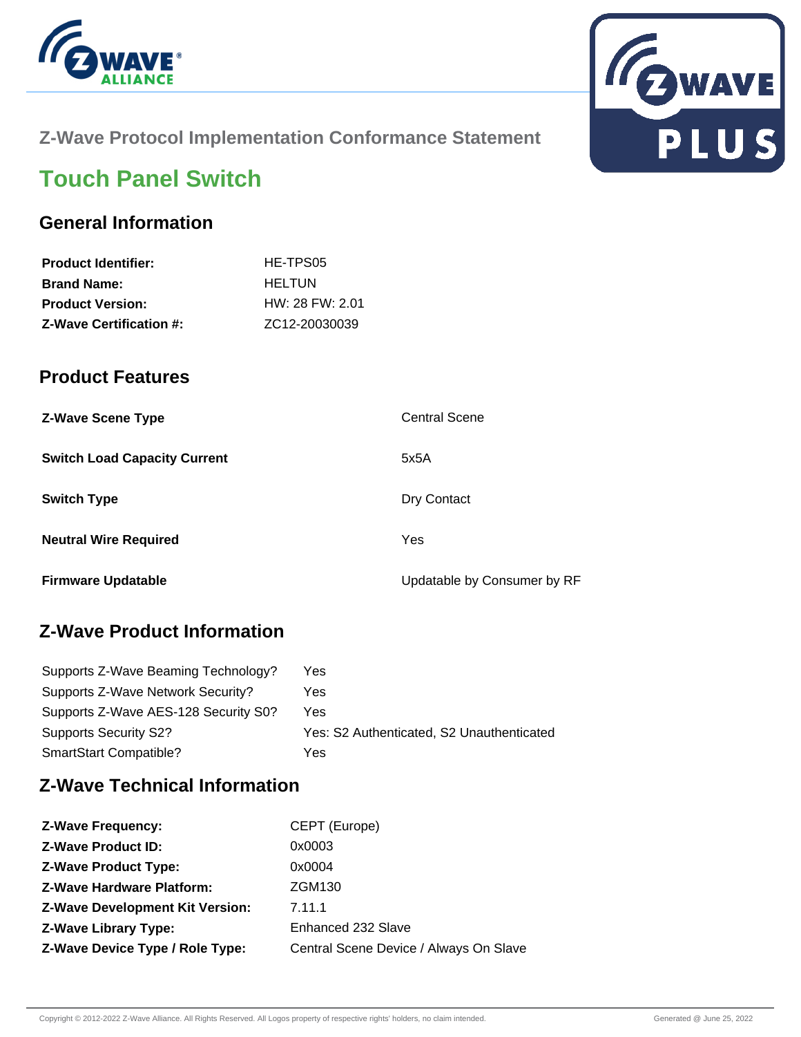## Z-Wave Protocol Implementation Conformance Statement

# Touch Panel Switch

## General Information

| | |
|---|---|
| **Product Identifier:** | HE-TPS05 |
| **Brand Name:** | HELTUN |
| **Product Version:** | HW: 28 FW: 2.01 |
| **Z-Wave Certification #:** | ZC12-20030039 |

## Product Features

| | |
|---|---|
| **Z-Wave Scene Type** | Central Scene |
| **Switch Load Capacity Current** | 5x5A |
| **Switch Type** | Dry Contact |
| **Neutral Wire Required** | Yes |
| **Firmware Updatable** | Updatable by Consumer by RF |

## Z-Wave Product Information

| | |
|---|---|
| Supports Z-Wave Beaming Technology? | Yes |
| Supports Z-Wave Network Security? | Yes |
| Supports Z-Wave AES-128 Security S0? | Yes |
| Supports Security S2? | Yes: S2 Authenticated, S2 Unauthenticated |
| SmartStart Compatible? | Yes |

## Z-Wave Technical Information

| | |
|---|---|
| **Z-Wave Frequency:** | CEPT (Europe) |
| **Z-Wave Product ID:** | 0x0003 |
| **Z-Wave Product Type:** | 0x0004 |
| **Z-Wave Hardware Platform:** | ZGM130 |
| **Z-Wave Development Kit Version:** | 7.11.1 |
| **Z-Wave Library Type:** | Enhanced 232 Slave |
| **Z-Wave Device Type / Role Type:** | Central Scene Device / Always On Slave |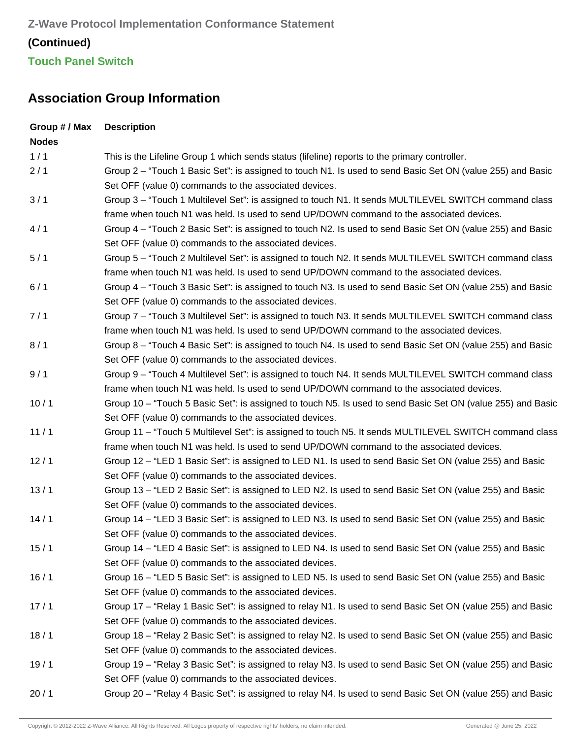**Z-Wave Protocol Implementation Conformance Statement**

**(Continued)**

**Touch Panel Switch**

## Association Group Information

| Group # / Max Nodes | Description |
|---|---|
| 1 / 1 | This is the Lifeline Group 1 which sends status (lifeline) reports to the primary controller. |
| 2 / 1 | Group 2 – "Touch 1 Basic Set": is assigned to touch N1. Is used to send Basic Set ON (value 255) and Basic Set OFF (value 0) commands to the associated devices. |
| 3 / 1 | Group 3 – "Touch 1 Multilevel Set": is assigned to touch N1. It sends MULTILEVEL SWITCH command class frame when touch N1 was held. Is used to send UP/DOWN command to the associated devices. |
| 4 / 1 | Group 4 – "Touch 2 Basic Set": is assigned to touch N2. Is used to send Basic Set ON (value 255) and Basic Set OFF (value 0) commands to the associated devices. |
| 5 / 1 | Group 5 – "Touch 2 Multilevel Set": is assigned to touch N2. It sends MULTILEVEL SWITCH command class frame when touch N1 was held. Is used to send UP/DOWN command to the associated devices. |
| 6 / 1 | Group 4 – "Touch 3 Basic Set": is assigned to touch N3. Is used to send Basic Set ON (value 255) and Basic Set OFF (value 0) commands to the associated devices. |
| 7 / 1 | Group 7 – "Touch 3 Multilevel Set": is assigned to touch N3. It sends MULTILEVEL SWITCH command class frame when touch N1 was held. Is used to send UP/DOWN command to the associated devices. |
| 8 / 1 | Group 8 – "Touch 4 Basic Set": is assigned to touch N4. Is used to send Basic Set ON (value 255) and Basic Set OFF (value 0) commands to the associated devices. |
| 9 / 1 | Group 9 – "Touch 4 Multilevel Set": is assigned to touch N4. It sends MULTILEVEL SWITCH command class frame when touch N1 was held. Is used to send UP/DOWN command to the associated devices. |
| 10 / 1 | Group 10 – "Touch 5 Basic Set": is assigned to touch N5. Is used to send Basic Set ON (value 255) and Basic Set OFF (value 0) commands to the associated devices. |
| 11 / 1 | Group 11 – "Touch 5 Multilevel Set": is assigned to touch N5. It sends MULTILEVEL SWITCH command class frame when touch N1 was held. Is used to send UP/DOWN command to the associated devices. |
| 12 / 1 | Group 12 – "LED 1 Basic Set": is assigned to LED N1. Is used to send Basic Set ON (value 255) and Basic Set OFF (value 0) commands to the associated devices. |
| 13 / 1 | Group 13 – "LED 2 Basic Set": is assigned to LED N2. Is used to send Basic Set ON (value 255) and Basic Set OFF (value 0) commands to the associated devices. |
| 14 / 1 | Group 14 – "LED 3 Basic Set": is assigned to LED N3. Is used to send Basic Set ON (value 255) and Basic Set OFF (value 0) commands to the associated devices. |
| 15 / 1 | Group 14 – "LED 4 Basic Set": is assigned to LED N4. Is used to send Basic Set ON (value 255) and Basic Set OFF (value 0) commands to the associated devices. |
| 16 / 1 | Group 16 – "LED 5 Basic Set": is assigned to LED N5. Is used to send Basic Set ON (value 255) and Basic Set OFF (value 0) commands to the associated devices. |
| 17 / 1 | Group 17 – "Relay 1 Basic Set": is assigned to relay N1. Is used to send Basic Set ON (value 255) and Basic Set OFF (value 0) commands to the associated devices. |
| 18 / 1 | Group 18 – "Relay 2 Basic Set": is assigned to relay N2. Is used to send Basic Set ON (value 255) and Basic Set OFF (value 0) commands to the associated devices. |
| 19 / 1 | Group 19 – "Relay 3 Basic Set": is assigned to relay N3. Is used to send Basic Set ON (value 255) and Basic Set OFF (value 0) commands to the associated devices. |
| 20 / 1 | Group 20 – "Relay 4 Basic Set": is assigned to relay N4. Is used to send Basic Set ON (value 255) and Basic |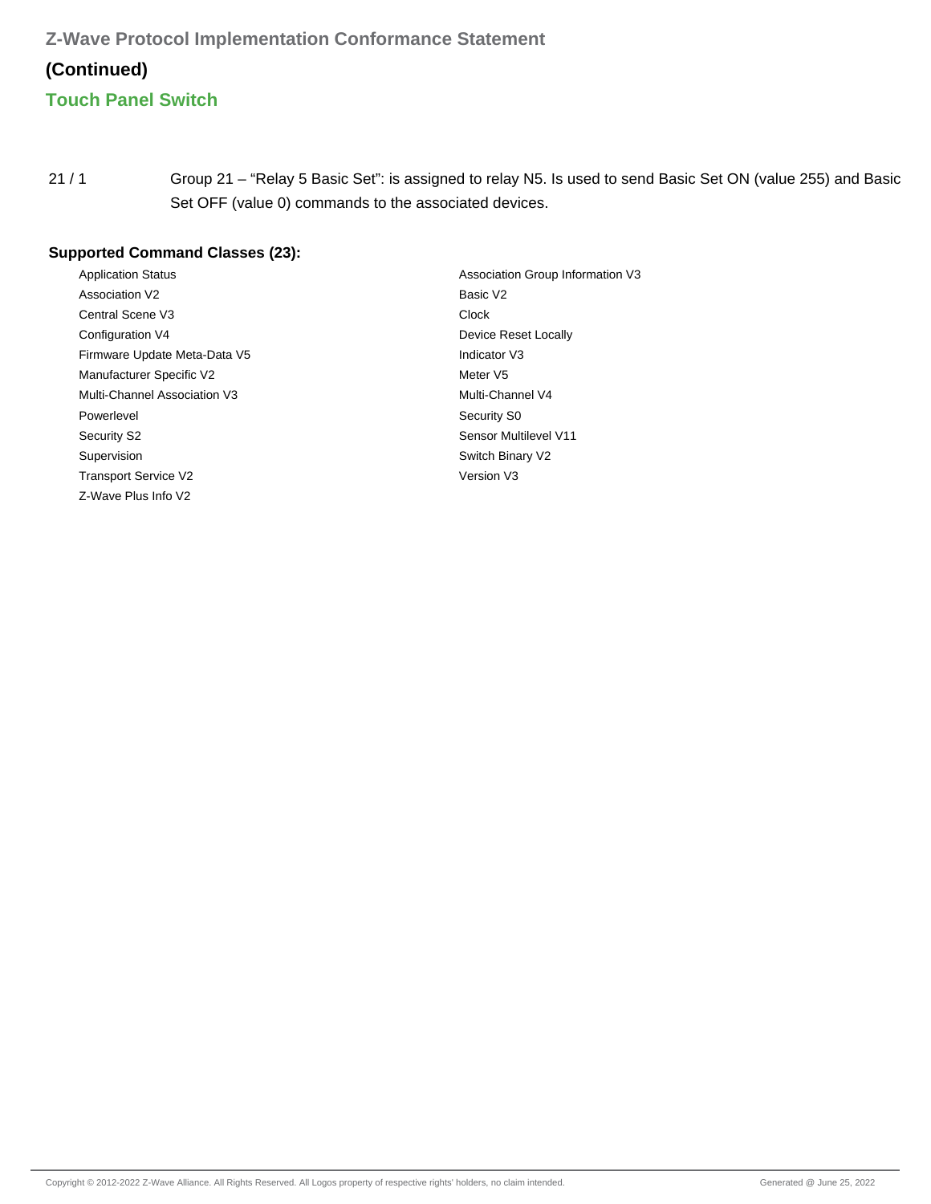# Z-Wave Protocol Implementation Conformance Statement

## (Continued)

### Touch Panel Switch

| | |
|---|---|
| 21 / 1 | Group 21 – “Relay 5 Basic Set”: is assigned to relay N5. Is used to send Basic Set ON (value 255) and Basic Set OFF (value 0) commands to the associated devices. |

**Supported Command Classes (23):**

- Application Status
- Association Group Information V3
- Association V2
- Basic V2
- Central Scene V3
- Clock
- Configuration V4
- Device Reset Locally
- Firmware Update Meta-Data V5
- Indicator V3
- Manufacturer Specific V2
- Meter V5
- Multi-Channel Association V3
- Multi-Channel V4
- Powerlevel
- Security S0
- Security S2
- Sensor Multilevel V11
- Supervision
- Switch Binary V2
- Transport Service V2
- Version V3
- Z-Wave Plus Info V2